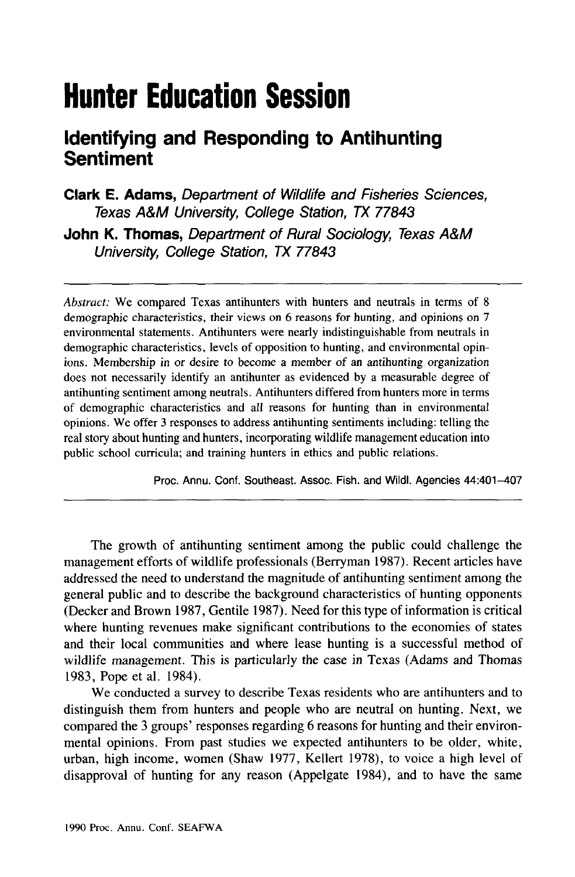# Hunter Education Session

## Identifying and Responding to Antihunting Sentiment

**Clark E. Adams,** *Department of Wildlife and Fisheries Sciences, Texas A&M University, College Station, TX 77843*

**John K. Thomas,** *Department of Rural Sociology, Texas A&M University, College Station, TX 77843*

---

*Abstract:* We compared Texas antihunters with hunters and neutrals in terms of 8 demographic characteristics, their views on 6 reasons for hunting, and opinions on 7 environmental statements. Antihunters were nearly indistinguishable from neutrals in demographic characteristics, levels of opposition to hunting, and environmental opinions. Membership in or desire to become a member of an antihunting organization does not necessarily identify an antihunter as evidenced by a measurable degree of antihunting sentiment among neutrals. Antihunters differed from hunters more in terms of demographic characteristics and all reasons for hunting than in environmental opinions. We offer 3 responses to address antihunting sentiments including: telling the real story about hunting and hunters, incorporating wildlife management education into public school curricula; and training hunters in ethics and public relations.

Proc. Annu. Conf. Southeast. Assoc. Fish. and Wildl. Agencies 44:401–407

---

The growth of antihunting sentiment among the public could challenge the management efforts of wildlife professionals (Berryman 1987). Recent articles have addressed the need to understand the magnitude of antihunting sentiment among the general public and to describe the background characteristics of hunting opponents (Decker and Brown 1987, Gentile 1987). Need for this type of information is critical where hunting revenues make significant contributions to the economies of states and their local communities and where lease hunting is a successful method of wildlife management. This is particularly the case in Texas (Adams and Thomas 1983, Pope et al. 1984).

We conducted a survey to describe Texas residents who are antihunters and to distinguish them from hunters and people who are neutral on hunting. Next, we compared the 3 groups' responses regarding 6 reasons for hunting and their environmental opinions. From past studies we expected antihunters to be older, white, urban, high income, women (Shaw 1977, Kellert 1978), to voice a high level of disapproval of hunting for any reason (Appelgate 1984), and to have the same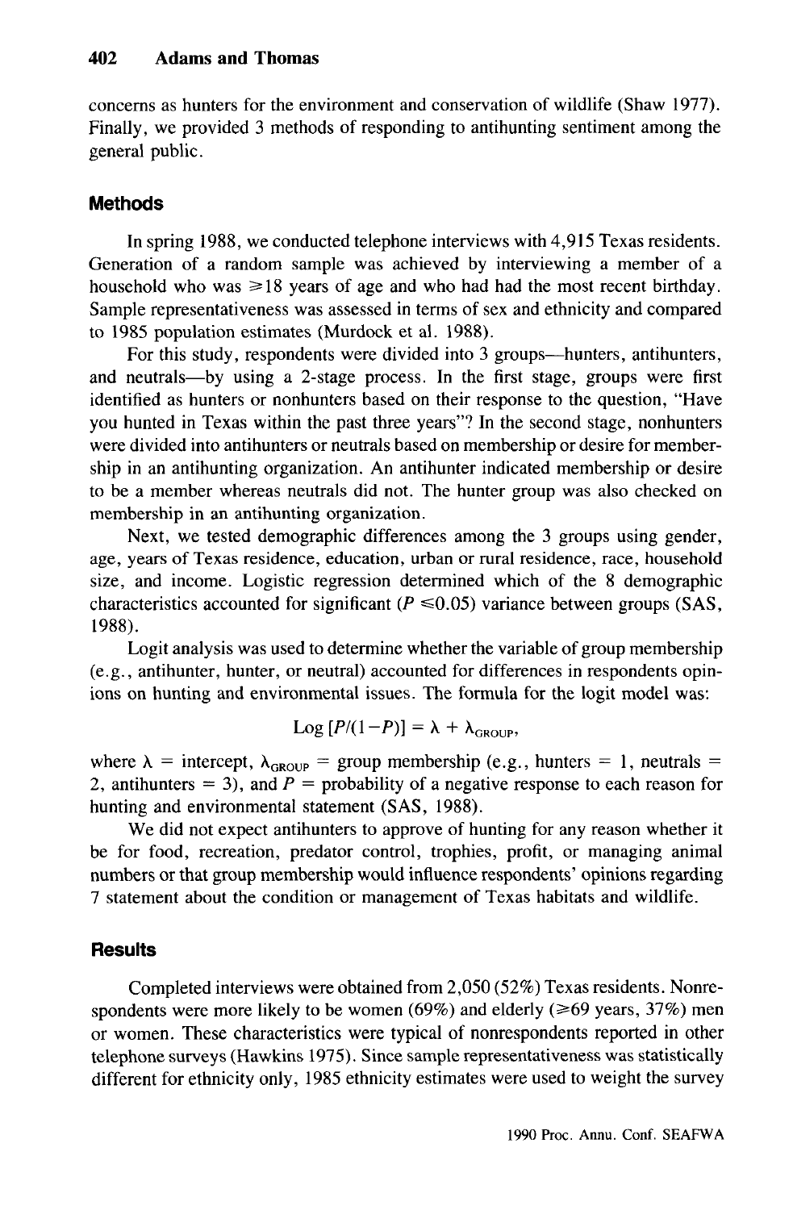concerns as hunters for the environment and conservation of wildlife (Shaw 1977). Finally, we provided 3 methods of responding to antihunting sentiment among the general public.

## Methods

In spring 1988, we conducted telephone interviews with 4,915 Texas residents. Generation of a random sample was achieved by interviewing a member of a household who was $\geq 18$ years of age and who had had the most recent birthday. Sample representativeness was assessed in terms of sex and ethnicity and compared to 1985 population estimates (Murdock et al. 1988).

For this study, respondents were divided into 3 groups—hunters, antihunters, and neutrals—by using a 2-stage process. In the first stage, groups were first identified as hunters or nonhunters based on their response to the question, "Have you hunted in Texas within the past three years"? In the second stage, nonhunters were divided into antihunters or neutrals based on membership or desire for membership in an antihunting organization. An antihunter indicated membership or desire to be a member whereas neutrals did not. The hunter group was also checked on membership in an antihunting organization.

Next, we tested demographic differences among the 3 groups using gender, age, years of Texas residence, education, urban or rural residence, race, household size, and income. Logistic regression determined which of the 8 demographic characteristics accounted for significant ($P \leq 0.05$) variance between groups (SAS, 1988).

Logit analysis was used to determine whether the variable of group membership (e.g., antihunter, hunter, or neutral) accounted for differences in respondents opinions on hunting and environmental issues. The formula for the logit model was:

$$\text{Log}\,[P/(1-P)] = \lambda + \lambda_{\text{GROUP}},$$

where $\lambda$ = intercept, $\lambda_{\text{GROUP}}$ = group membership (e.g., hunters = 1, neutrals = 2, antihunters = 3), and $P$ = probability of a negative response to each reason for hunting and environmental statement (SAS, 1988).

We did not expect antihunters to approve of hunting for any reason whether it be for food, recreation, predator control, trophies, profit, or managing animal numbers or that group membership would influence respondents' opinions regarding 7 statement about the condition or management of Texas habitats and wildlife.

## Results

Completed interviews were obtained from 2,050 (52%) Texas residents. Nonrespondents were more likely to be women (69%) and elderly ($\geq 69$ years, 37%) men or women. These characteristics were typical of nonrespondents reported in other telephone surveys (Hawkins 1975). Since sample representativeness was statistically different for ethnicity only, 1985 ethnicity estimates were used to weight the survey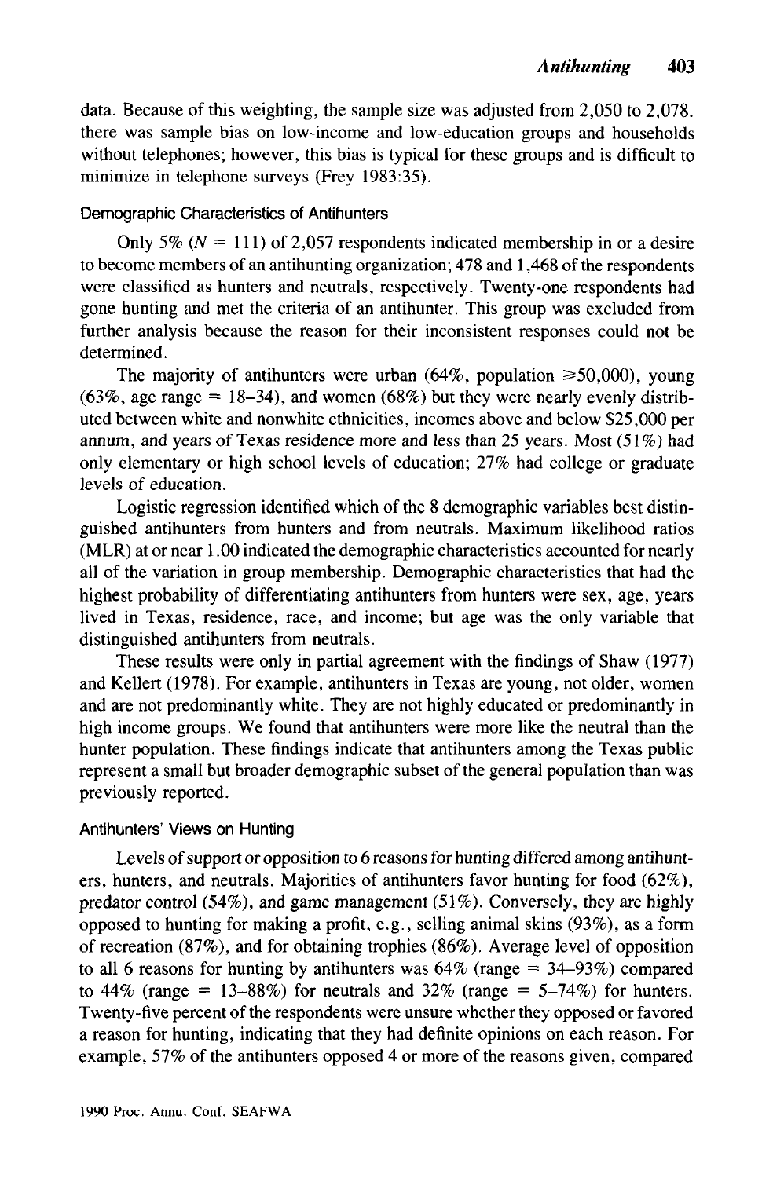data. Because of this weighting, the sample size was adjusted from 2,050 to 2,078. there was sample bias on low-income and low-education groups and households without telephones; however, this bias is typical for these groups and is difficult to minimize in telephone surveys (Frey 1983:35).

### Demographic Characteristics of Antihunters

Only 5% ($N = 111$) of 2,057 respondents indicated membership in or a desire to become members of an antihunting organization; 478 and 1,468 of the respondents were classified as hunters and neutrals, respectively. Twenty-one respondents had gone hunting and met the criteria of an antihunter. This group was excluded from further analysis because the reason for their inconsistent responses could not be determined.

The majority of antihunters were urban (64%, population $\geq$50,000), young (63%, age range = 18–34), and women (68%) but they were nearly evenly distributed between white and nonwhite ethnicities, incomes above and below $25,000 per annum, and years of Texas residence more and less than 25 years. Most (51%) had only elementary or high school levels of education; 27% had college or graduate levels of education.

Logistic regression identified which of the 8 demographic variables best distinguished antihunters from hunters and from neutrals. Maximum likelihood ratios (MLR) at or near 1.00 indicated the demographic characteristics accounted for nearly all of the variation in group membership. Demographic characteristics that had the highest probability of differentiating antihunters from hunters were sex, age, years lived in Texas, residence, race, and income; but age was the only variable that distinguished antihunters from neutrals.

These results were only in partial agreement with the findings of Shaw (1977) and Kellert (1978). For example, antihunters in Texas are young, not older, women and are not predominantly white. They are not highly educated or predominantly in high income groups. We found that antihunters were more like the neutral than the hunter population. These findings indicate that antihunters among the Texas public represent a small but broader demographic subset of the general population than was previously reported.

### Antihunters' Views on Hunting

Levels of support or opposition to 6 reasons for hunting differed among antihunters, hunters, and neutrals. Majorities of antihunters favor hunting for food (62%), predator control (54%), and game management (51%). Conversely, they are highly opposed to hunting for making a profit, e.g., selling animal skins (93%), as a form of recreation (87%), and for obtaining trophies (86%). Average level of opposition to all 6 reasons for hunting by antihunters was 64% (range = 34–93%) compared to 44% (range = 13–88%) for neutrals and 32% (range = 5–74%) for hunters. Twenty-five percent of the respondents were unsure whether they opposed or favored a reason for hunting, indicating that they had definite opinions on each reason. For example, 57% of the antihunters opposed 4 or more of the reasons given, compared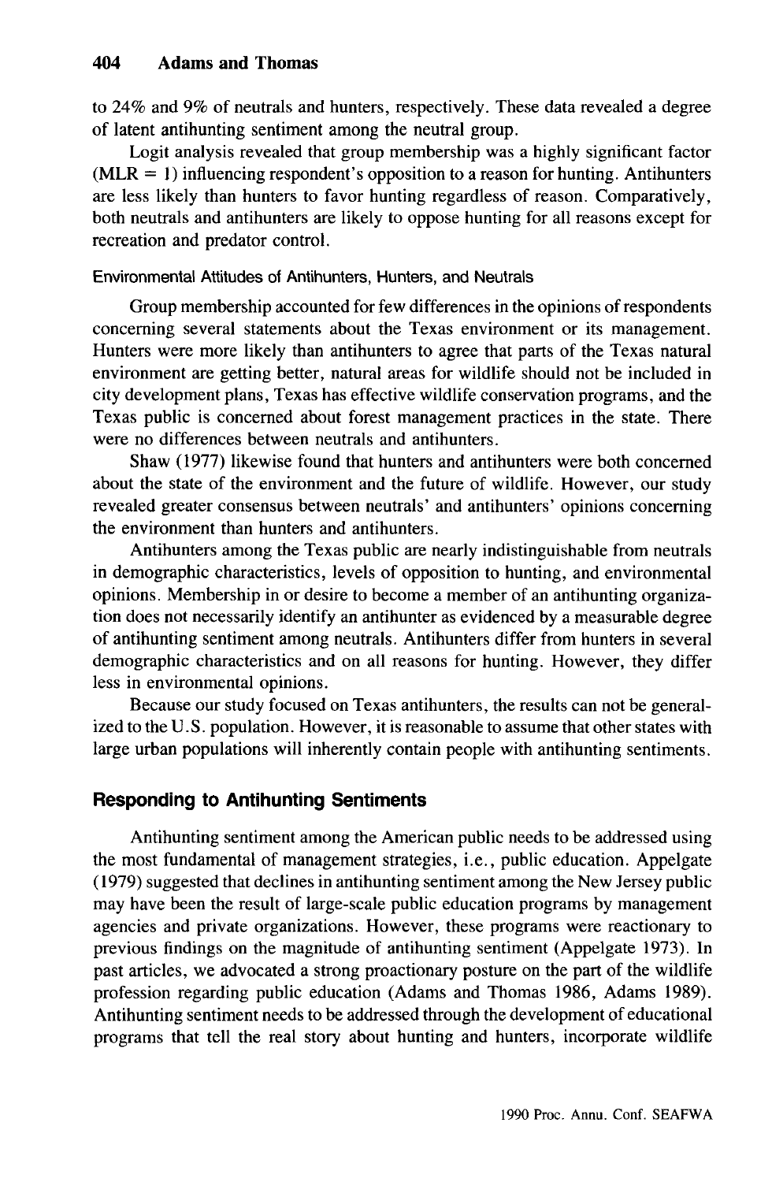to 24% and 9% of neutrals and hunters, respectively. These data revealed a degree of latent antihunting sentiment among the neutral group.

Logit analysis revealed that group membership was a highly significant factor (MLR = 1) influencing respondent's opposition to a reason for hunting. Antihunters are less likely than hunters to favor hunting regardless of reason. Comparatively, both neutrals and antihunters are likely to oppose hunting for all reasons except for recreation and predator control.

### Environmental Attitudes of Antihunters, Hunters, and Neutrals

Group membership accounted for few differences in the opinions of respondents concerning several statements about the Texas environment or its management. Hunters were more likely than antihunters to agree that parts of the Texas natural environment are getting better, natural areas for wildlife should not be included in city development plans, Texas has effective wildlife conservation programs, and the Texas public is concerned about forest management practices in the state. There were no differences between neutrals and antihunters.

Shaw (1977) likewise found that hunters and antihunters were both concerned about the state of the environment and the future of wildlife. However, our study revealed greater consensus between neutrals' and antihunters' opinions concerning the environment than hunters and antihunters.

Antihunters among the Texas public are nearly indistinguishable from neutrals in demographic characteristics, levels of opposition to hunting, and environmental opinions. Membership in or desire to become a member of an antihunting organization does not necessarily identify an antihunter as evidenced by a measurable degree of antihunting sentiment among neutrals. Antihunters differ from hunters in several demographic characteristics and on all reasons for hunting. However, they differ less in environmental opinions.

Because our study focused on Texas antihunters, the results can not be generalized to the U.S. population. However, it is reasonable to assume that other states with large urban populations will inherently contain people with antihunting sentiments.

## Responding to Antihunting Sentiments

Antihunting sentiment among the American public needs to be addressed using the most fundamental of management strategies, i.e., public education. Appelgate (1979) suggested that declines in antihunting sentiment among the New Jersey public may have been the result of large-scale public education programs by management agencies and private organizations. However, these programs were reactionary to previous findings on the magnitude of antihunting sentiment (Appelgate 1973). In past articles, we advocated a strong proactionary posture on the part of the wildlife profession regarding public education (Adams and Thomas 1986, Adams 1989). Antihunting sentiment needs to be addressed through the development of educational programs that tell the real story about hunting and hunters, incorporate wildlife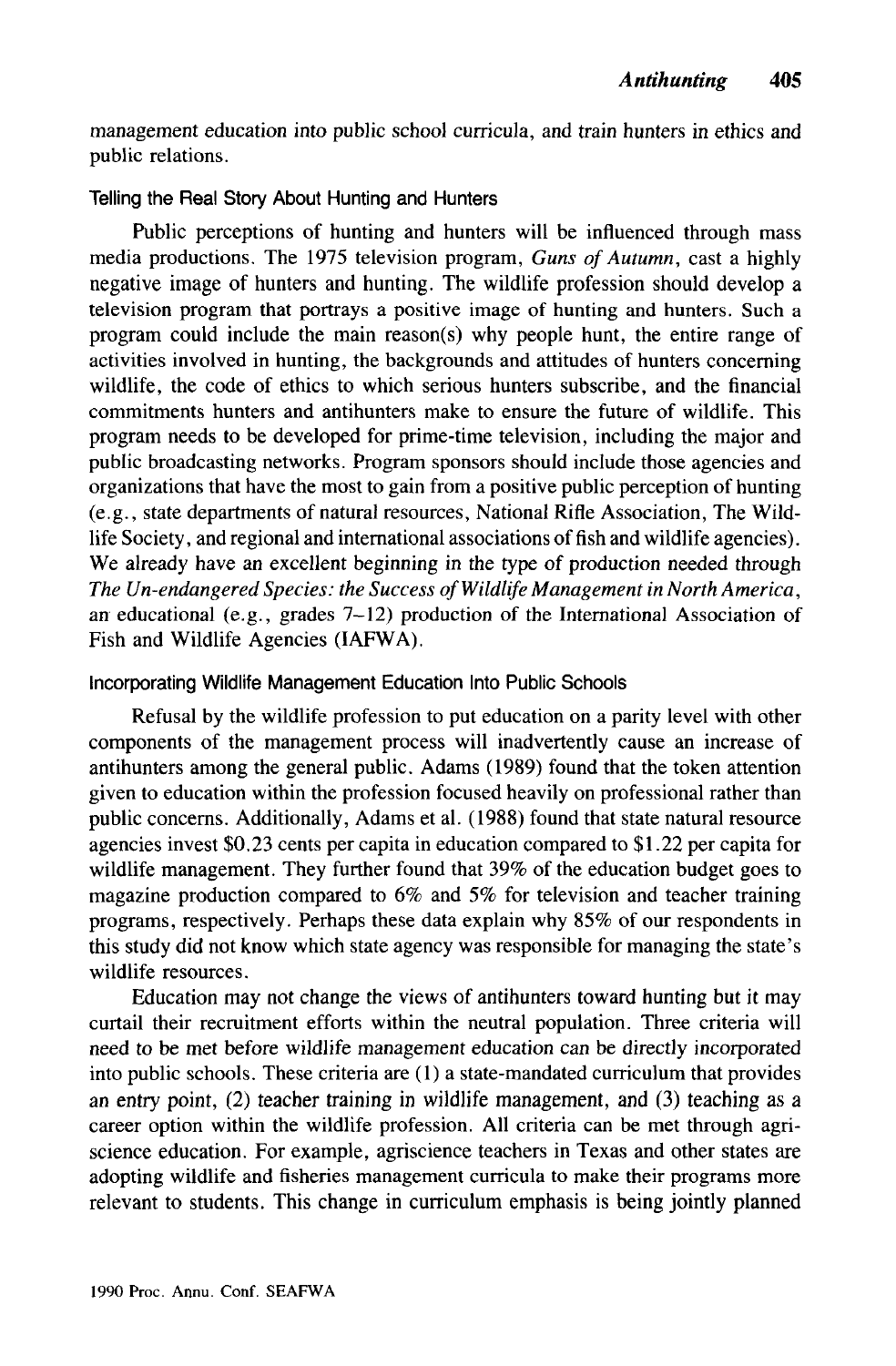management education into public school curricula, and train hunters in ethics and public relations.

### Telling the Real Story About Hunting and Hunters

Public perceptions of hunting and hunters will be influenced through mass media productions. The 1975 television program, *Guns of Autumn*, cast a highly negative image of hunters and hunting. The wildlife profession should develop a television program that portrays a positive image of hunting and hunters. Such a program could include the main reason(s) why people hunt, the entire range of activities involved in hunting, the backgrounds and attitudes of hunters concerning wildlife, the code of ethics to which serious hunters subscribe, and the financial commitments hunters and antihunters make to ensure the future of wildlife. This program needs to be developed for prime-time television, including the major and public broadcasting networks. Program sponsors should include those agencies and organizations that have the most to gain from a positive public perception of hunting (e.g., state departments of natural resources, National Rifle Association, The Wildlife Society, and regional and international associations of fish and wildlife agencies). We already have an excellent beginning in the type of production needed through *The Un-endangered Species: the Success of Wildlife Management in North America*, an educational (e.g., grades 7–12) production of the International Association of Fish and Wildlife Agencies (IAFWA).

### Incorporating Wildlife Management Education Into Public Schools

Refusal by the wildlife profession to put education on a parity level with other components of the management process will inadvertently cause an increase of antihunters among the general public. Adams (1989) found that the token attention given to education within the profession focused heavily on professional rather than public concerns. Additionally, Adams et al. (1988) found that state natural resource agencies invest $0.23 cents per capita in education compared to $1.22 per capita for wildlife management. They further found that 39% of the education budget goes to magazine production compared to 6% and 5% for television and teacher training programs, respectively. Perhaps these data explain why 85% of our respondents in this study did not know which state agency was responsible for managing the state's wildlife resources.

Education may not change the views of antihunters toward hunting but it may curtail their recruitment efforts within the neutral population. Three criteria will need to be met before wildlife management education can be directly incorporated into public schools. These criteria are (1) a state-mandated curriculum that provides an entry point, (2) teacher training in wildlife management, and (3) teaching as a career option within the wildlife profession. All criteria can be met through agriscience education. For example, agriscience teachers in Texas and other states are adopting wildlife and fisheries management curricula to make their programs more relevant to students. This change in curriculum emphasis is being jointly planned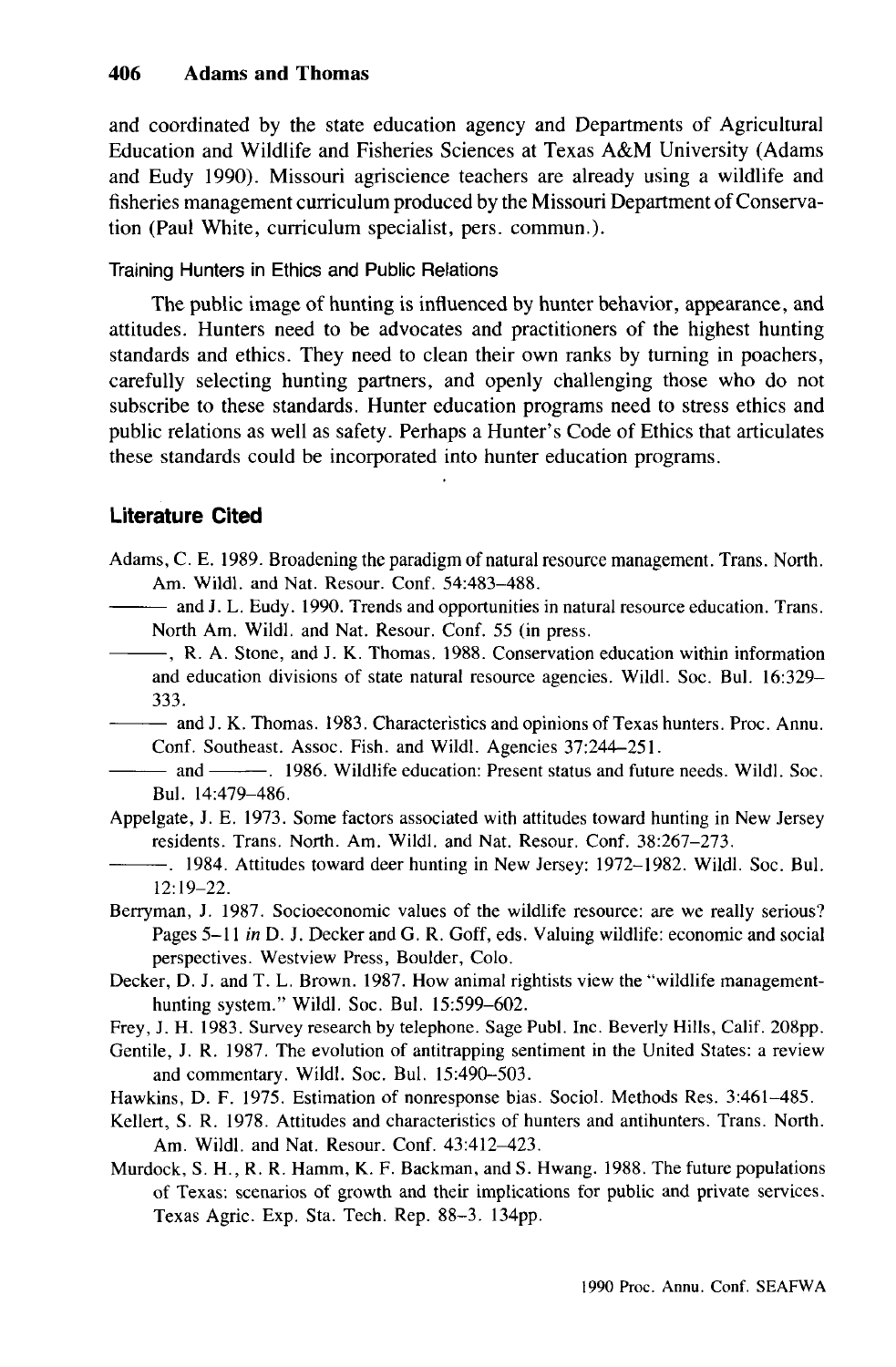and coordinated by the state education agency and Departments of Agricultural Education and Wildlife and Fisheries Sciences at Texas A&M University (Adams and Eudy 1990). Missouri agriscience teachers are already using a wildlife and fisheries management curriculum produced by the Missouri Department of Conservation (Paul White, curriculum specialist, pers. commun.).

### Training Hunters in Ethics and Public Relations

The public image of hunting is influenced by hunter behavior, appearance, and attitudes. Hunters need to be advocates and practitioners of the highest hunting standards and ethics. They need to clean their own ranks by turning in poachers, carefully selecting hunting partners, and openly challenging those who do not subscribe to these standards. Hunter education programs need to stress ethics and public relations as well as safety. Perhaps a Hunter's Code of Ethics that articulates these standards could be incorporated into hunter education programs.

## Literature Cited

Adams, C. E. 1989. Broadening the paradigm of natural resource management. Trans. North. Am. Wildl. and Nat. Resour. Conf. 54:483–488.

——— and J. L. Eudy. 1990. Trends and opportunities in natural resource education. Trans. North Am. Wildl. and Nat. Resour. Conf. 55 (in press.

———, R. A. Stone, and J. K. Thomas. 1988. Conservation education within information and education divisions of state natural resource agencies. Wildl. Soc. Bul. 16:329–333.

——— and J. K. Thomas. 1983. Characteristics and opinions of Texas hunters. Proc. Annu. Conf. Southeast. Assoc. Fish. and Wildl. Agencies 37:244–251.

——— and ———. 1986. Wildlife education: Present status and future needs. Wildl. Soc. Bul. 14:479–486.

Appelgate, J. E. 1973. Some factors associated with attitudes toward hunting in New Jersey residents. Trans. North. Am. Wildl. and Nat. Resour. Conf. 38:267–273.

———. 1984. Attitudes toward deer hunting in New Jersey: 1972–1982. Wildl. Soc. Bul. 12:19–22.

Berryman, J. 1987. Socioeconomic values of the wildlife resource: are we really serious? Pages 5–11 *in* D. J. Decker and G. R. Goff, eds. Valuing wildlife: economic and social perspectives. Westview Press, Boulder, Colo.

Decker, D. J. and T. L. Brown. 1987. How animal rightists view the "wildlife management-hunting system." Wildl. Soc. Bul. 15:599–602.

Frey, J. H. 1983. Survey research by telephone. Sage Publ. Inc. Beverly Hills, Calif. 208pp.

Gentile, J. R. 1987. The evolution of antitrapping sentiment in the United States: a review and commentary. Wildl. Soc. Bul. 15:490–503.

Hawkins, D. F. 1975. Estimation of nonresponse bias. Sociol. Methods Res. 3:461–485.

Kellert, S. R. 1978. Attitudes and characteristics of hunters and antihunters. Trans. North. Am. Wildl. and Nat. Resour. Conf. 43:412–423.

Murdock, S. H., R. R. Hamm, K. F. Backman, and S. Hwang. 1988. The future populations of Texas: scenarios of growth and their implications for public and private services. Texas Agric. Exp. Sta. Tech. Rep. 88–3. 134pp.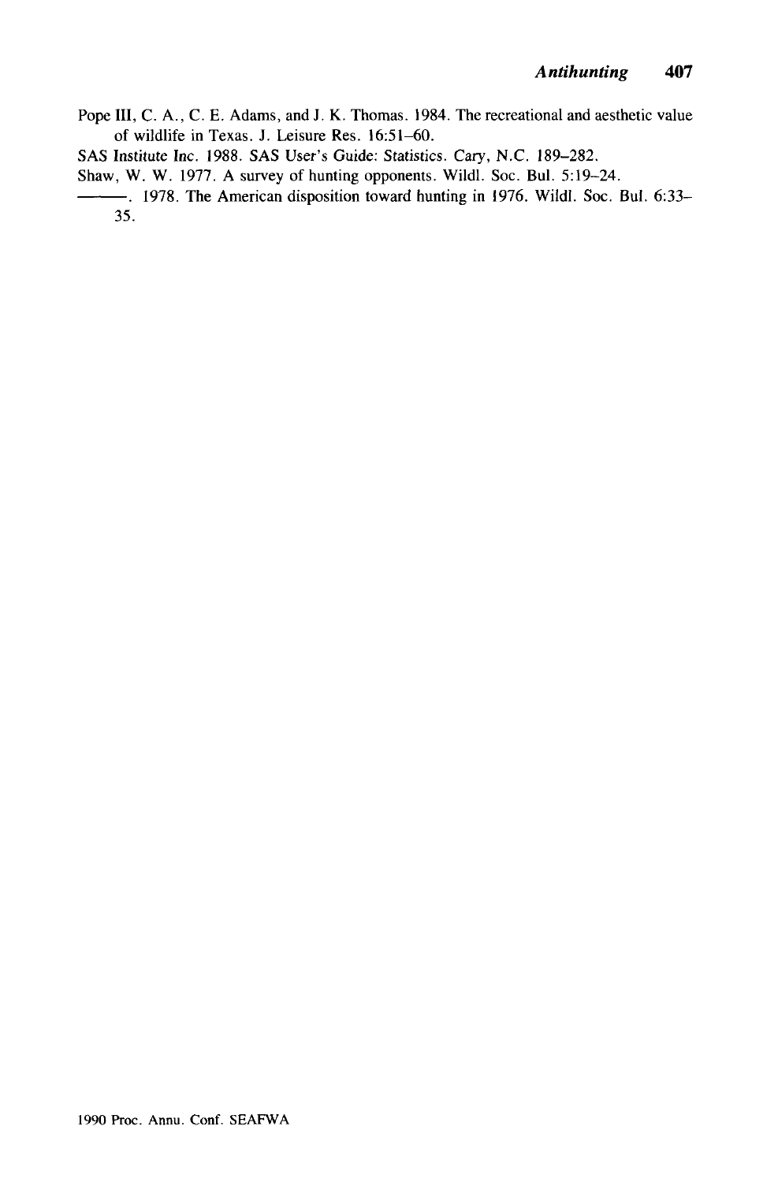Pope III, C. A., C. E. Adams, and J. K. Thomas. 1984. The recreational and aesthetic value of wildlife in Texas. J. Leisure Res. 16:51–60.

SAS Institute Inc. 1988. SAS User's Guide: Statistics. Cary, N.C. 189–282.

Shaw, W. W. 1977. A survey of hunting opponents. Wildl. Soc. Bul. 5:19–24.

———. 1978. The American disposition toward hunting in 1976. Wildl. Soc. Bul. 6:33–35.